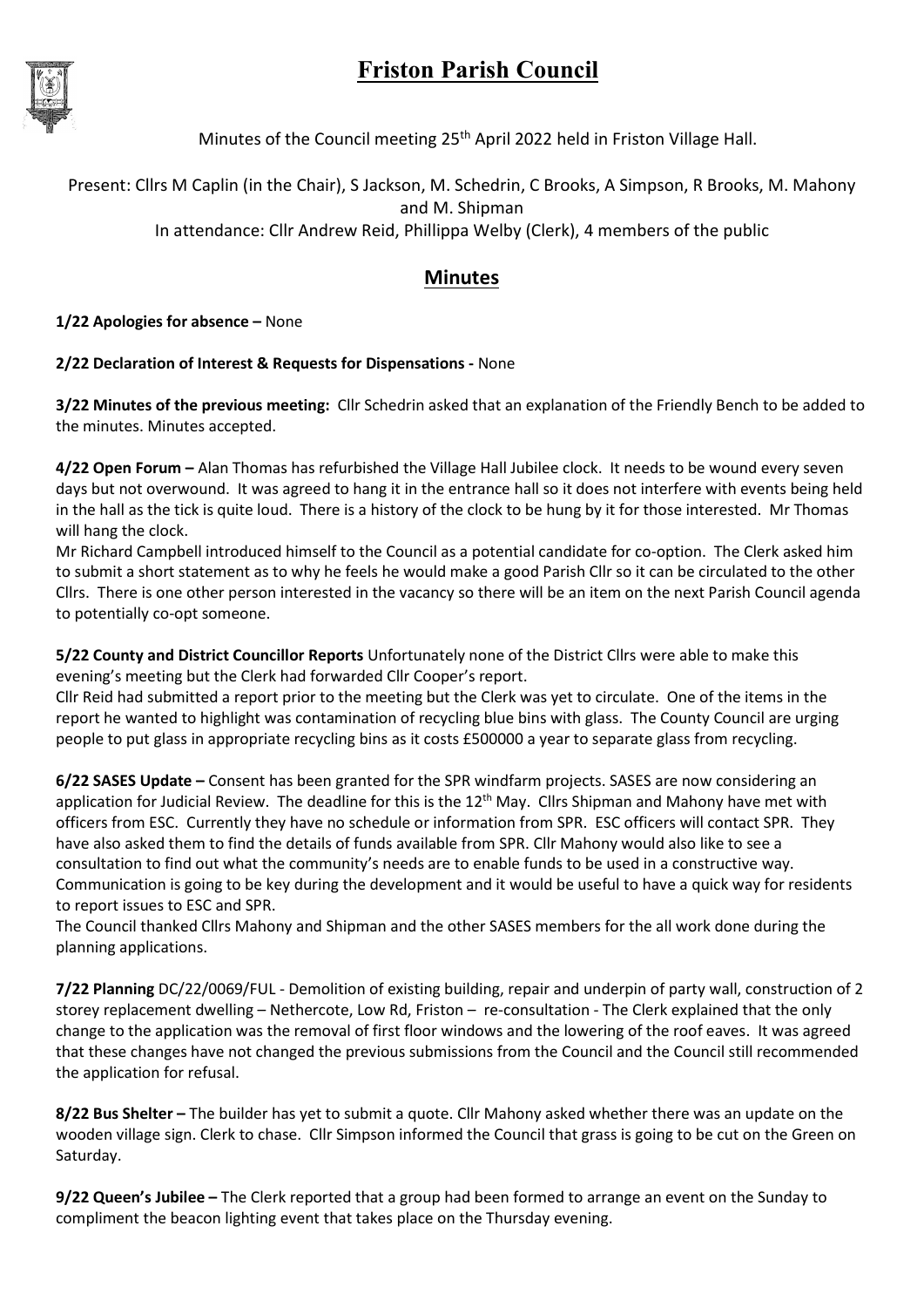# Friston Parish Council

Minutes of the Council meeting 25th April 2022 held in Friston Village Hall.

Present: Cllrs M Caplin (in the Chair), S Jackson, M. Schedrin, C Brooks, A Simpson, R Brooks, M. Mahony and M. Shipman

In attendance: Cllr Andrew Reid, Phillippa Welby (Clerk), 4 members of the public

## Minutes

**1/22 Apologies for absence –** None

**2/22 Declaration of Interest & Requests for Dispensations -** None

**3/22 Minutes of the previous meeting:** Cllr Schedrin asked that an explanation of the Friendly Bench to be added to the minutes. Minutes accepted.

**4/22 Open Forum –** Alan Thomas has refurbished the Village Hall Jubilee clock. It needs to be wound every seven days but not overwound. It was agreed to hang it in the entrance hall so it does not interfere with events being held in the hall as the tick is quite loud. There is a history of the clock to be hung by it for those interested. Mr Thomas will hang the clock.

Mr Richard Campbell introduced himself to the Council as a potential candidate for co-option. The Clerk asked him to submit a short statement as to why he feels he would make a good Parish Cllr so it can be circulated to the other Cllrs. There is one other person interested in the vacancy so there will be an item on the next Parish Council agenda to potentially co-opt someone.

**5/22 County and District Councillor Reports** Unfortunately none of the District Cllrs were able to make this evening's meeting but the Clerk had forwarded Cllr Cooper's report.

Cllr Reid had submitted a report prior to the meeting but the Clerk was yet to circulate. One of the items in the report he wanted to highlight was contamination of recycling blue bins with glass. The County Council are urging people to put glass in appropriate recycling bins as it costs £500000 a year to separate glass from recycling.

**6/22 SASES Update –** Consent has been granted for the SPR windfarm projects. SASES are now considering an application for Judicial Review. The deadline for this is the 12th May. Cllrs Shipman and Mahony have met with officers from ESC. Currently they have no schedule or information from SPR. ESC officers will contact SPR. They have also asked them to find the details of funds available from SPR. Cllr Mahony would also like to see a consultation to find out what the community's needs are to enable funds to be used in a constructive way. Communication is going to be key during the development and it would be useful to have a quick way for residents to report issues to ESC and SPR.

The Council thanked Cllrs Mahony and Shipman and the other SASES members for the all work done during the planning applications.

**7/22 Planning** DC/22/0069/FUL - Demolition of existing building, repair and underpin of party wall, construction of 2 storey replacement dwelling – Nethercote, Low Rd, Friston – re-consultation - The Clerk explained that the only change to the application was the removal of first floor windows and the lowering of the roof eaves. It was agreed that these changes have not changed the previous submissions from the Council and the Council still recommended the application for refusal.

**8/22 Bus Shelter –** The builder has yet to submit a quote. Cllr Mahony asked whether there was an update on the wooden village sign. Clerk to chase. Cllr Simpson informed the Council that grass is going to be cut on the Green on Saturday.

**9/22 Queen's Jubilee –** The Clerk reported that a group had been formed to arrange an event on the Sunday to compliment the beacon lighting event that takes place on the Thursday evening.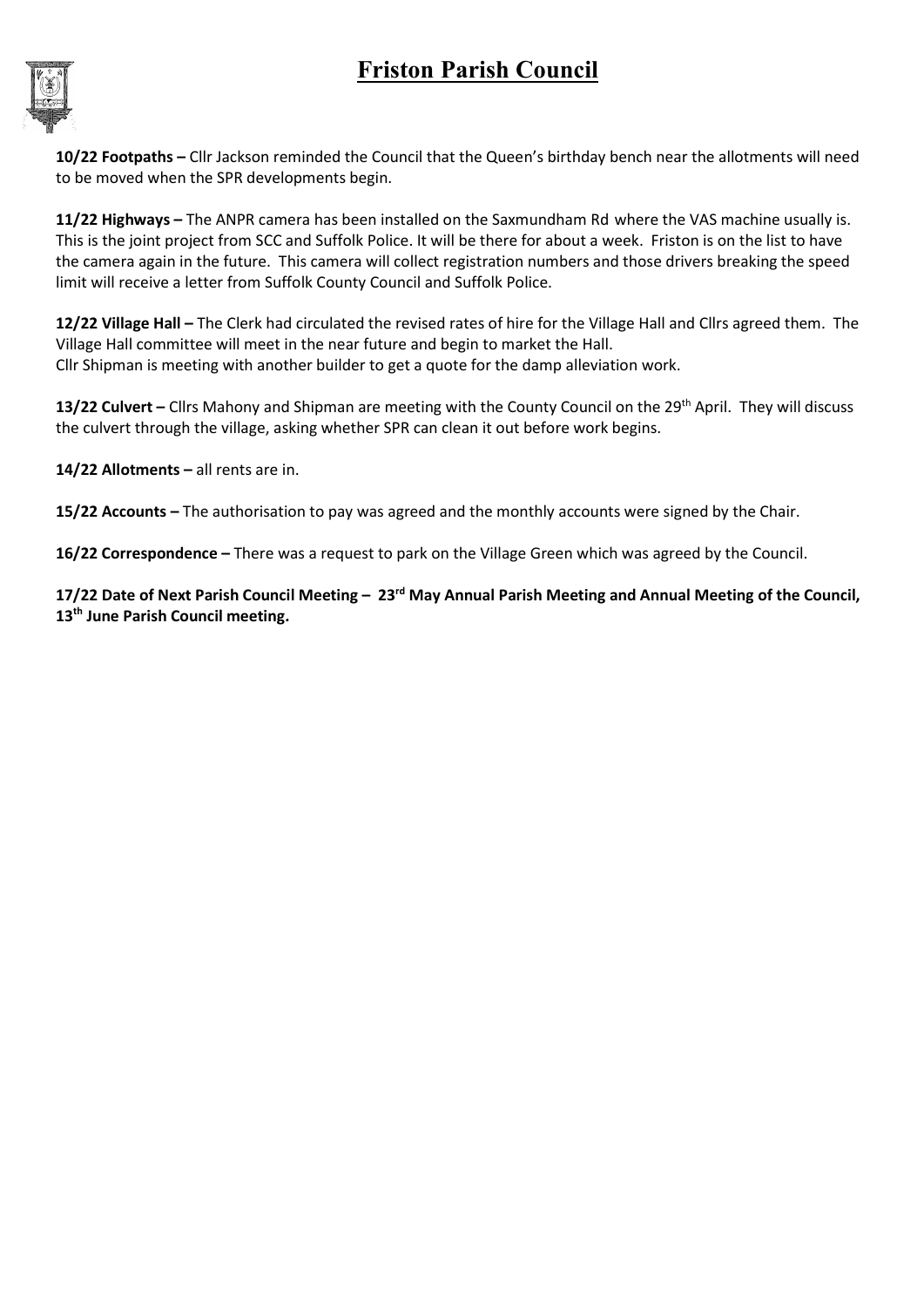# Friston Parish Council

**10/22 Footpaths –** Cllr Jackson reminded the Council that the Queen's birthday bench near the allotments will need to be moved when the SPR developments begin.

**11/22 Highways –** The ANPR camera has been installed on the Saxmundham Rd where the VAS machine usually is. This is the joint project from SCC and Suffolk Police. It will be there for about a week. Friston is on the list to have the camera again in the future. This camera will collect registration numbers and those drivers breaking the speed limit will receive a letter from Suffolk County Council and Suffolk Police.

**12/22 Village Hall –** The Clerk had circulated the revised rates of hire for the Village Hall and Cllrs agreed them. The Village Hall committee will meet in the near future and begin to market the Hall.
Cllr Shipman is meeting with another builder to get a quote for the damp alleviation work.

**13/22 Culvert –** Cllrs Mahony and Shipman are meeting with the County Council on the 29th April. They will discuss the culvert through the village, asking whether SPR can clean it out before work begins.

**14/22 Allotments –** all rents are in.

**15/22 Accounts –** The authorisation to pay was agreed and the monthly accounts were signed by the Chair.

**16/22 Correspondence –** There was a request to park on the Village Green which was agreed by the Council.

**17/22 Date of Next Parish Council Meeting – 23rd May Annual Parish Meeting and Annual Meeting of the Council, 13th June Parish Council meeting.**